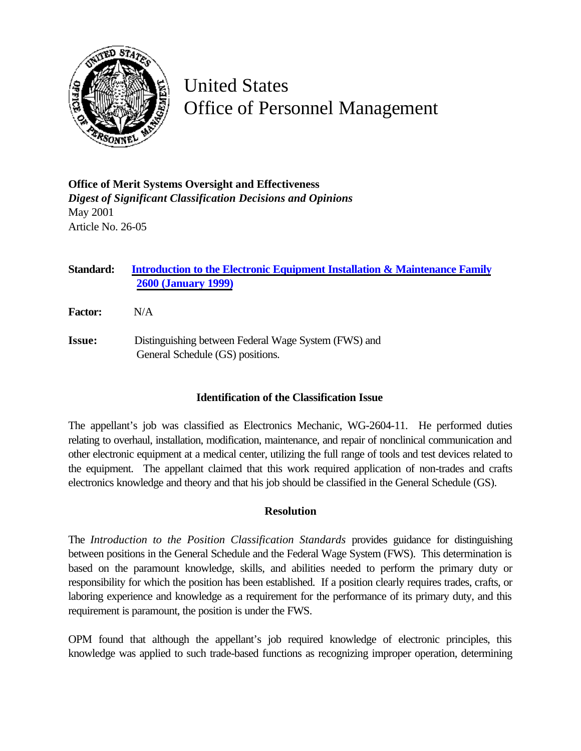# United States Office of Personnel Management

**Office of Merit Systems Oversight and Effectiveness**
***Digest of Significant Classification Decisions and Opinions***
May 2001
Article No. 26-05

**Standard:** **Introduction to the Electronic Equipment Installation & Maintenance Family 2600 (January 1999)**

**Factor:** N/A

**Issue:** Distinguishing between Federal Wage System (FWS) and General Schedule (GS) positions.

### Identification of the Classification Issue

The appellant's job was classified as Electronics Mechanic, WG-2604-11. He performed duties relating to overhaul, installation, modification, maintenance, and repair of nonclinical communication and other electronic equipment at a medical center, utilizing the full range of tools and test devices related to the equipment. The appellant claimed that this work required application of non-trades and crafts electronics knowledge and theory and that his job should be classified in the General Schedule (GS).

### Resolution

The *Introduction to the Position Classification Standards* provides guidance for distinguishing between positions in the General Schedule and the Federal Wage System (FWS). This determination is based on the paramount knowledge, skills, and abilities needed to perform the primary duty or responsibility for which the position has been established. If a position clearly requires trades, crafts, or laboring experience and knowledge as a requirement for the performance of its primary duty, and this requirement is paramount, the position is under the FWS.

OPM found that although the appellant's job required knowledge of electronic principles, this knowledge was applied to such trade-based functions as recognizing improper operation, determining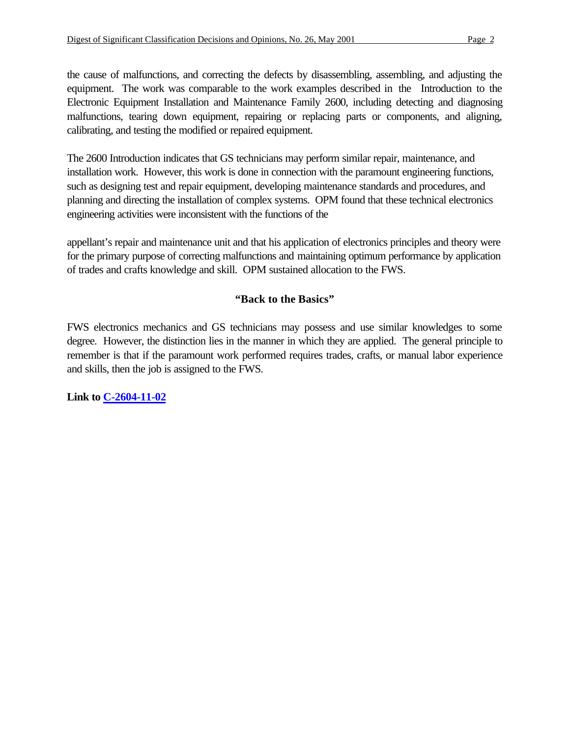the cause of malfunctions, and correcting the defects by disassembling, assembling, and adjusting the equipment. The work was comparable to the work examples described in the Introduction to the Electronic Equipment Installation and Maintenance Family 2600, including detecting and diagnosing malfunctions, tearing down equipment, repairing or replacing parts or components, and aligning, calibrating, and testing the modified or repaired equipment.

The 2600 Introduction indicates that GS technicians may perform similar repair, maintenance, and installation work. However, this work is done in connection with the paramount engineering functions, such as designing test and repair equipment, developing maintenance standards and procedures, and planning and directing the installation of complex systems. OPM found that these technical electronics engineering activities were inconsistent with the functions of the appellant's repair and maintenance unit and that his application of electronics principles and theory were for the primary purpose of correcting malfunctions and maintaining optimum performance by application of trades and crafts knowledge and skill. OPM sustained allocation to the FWS.

### "Back to the Basics"

FWS electronics mechanics and GS technicians may possess and use similar knowledges to some degree. However, the distinction lies in the manner in which they are applied. The general principle to remember is that if the paramount work performed requires trades, crafts, or manual labor experience and skills, then the job is assigned to the FWS.

**Link to C-2604-11-02**